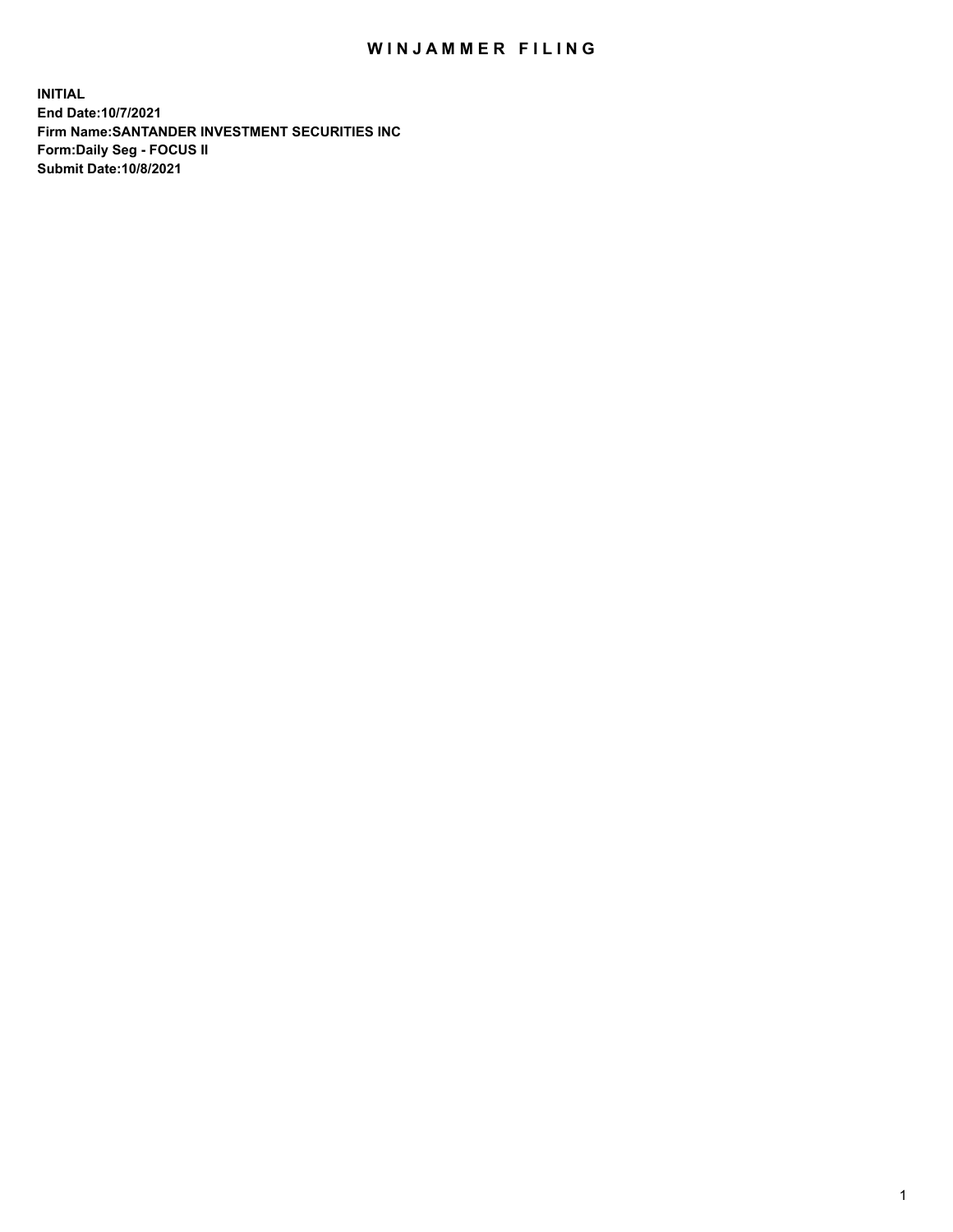# WINJAMMER FILING

**INITIAL**
**End Date:10/7/2021**
**Firm Name:SANTANDER INVESTMENT SECURITIES INC**
**Form:Daily Seg - FOCUS II**
**Submit Date:10/8/2021**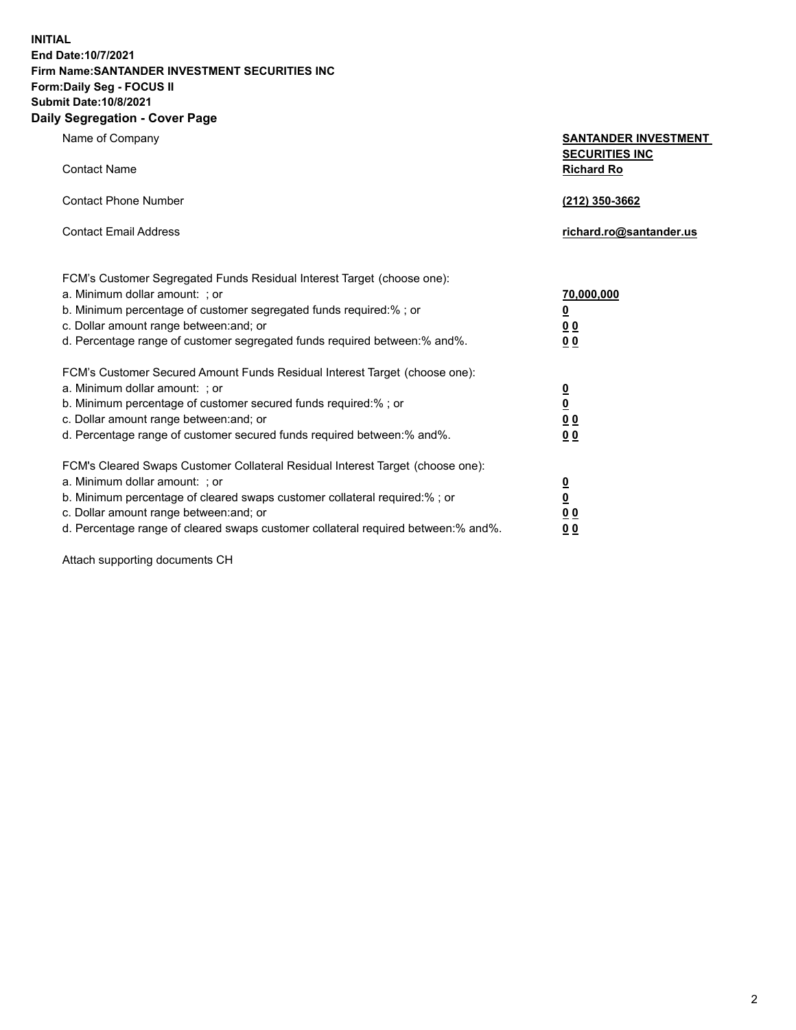**INITIAL**
**End Date:10/7/2021**
**Firm Name:SANTANDER INVESTMENT SECURITIES INC**
**Form:Daily Seg - FOCUS II**
**Submit Date:10/8/2021**

## Daily Segregation - Cover Page

| | |
|---|---|
| Name of Company | **SANTANDER INVESTMENT SECURITIES INC** |
| Contact Name | **Richard Ro** |
| Contact Phone Number | **(212) 350-3662** |
| Contact Email Address | **richard.ro@santander.us** |

FCM's Customer Segregated Funds Residual Interest Target (choose one):

| | |
|---|---|
| a. Minimum dollar amount: ; or | **70,000,000** |
| b. Minimum percentage of customer segregated funds required:% ; or | **0** |
| c. Dollar amount range between:and; or | **0 0** |
| d. Percentage range of customer segregated funds required between:% and%. | **0 0** |

FCM's Customer Secured Amount Funds Residual Interest Target (choose one):

| | |
|---|---|
| a. Minimum dollar amount: ; or | **0** |
| b. Minimum percentage of customer secured funds required:% ; or | **0** |
| c. Dollar amount range between:and; or | **0 0** |
| d. Percentage range of customer secured funds required between:% and%. | **0 0** |

FCM's Cleared Swaps Customer Collateral Residual Interest Target (choose one):

| | |
|---|---|
| a. Minimum dollar amount: ; or | **0** |
| b. Minimum percentage of cleared swaps customer collateral required:% ; or | **0** |
| c. Dollar amount range between:and; or | **0 0** |
| d. Percentage range of cleared swaps customer collateral required between:% and%. | **0 0** |

Attach supporting documents CH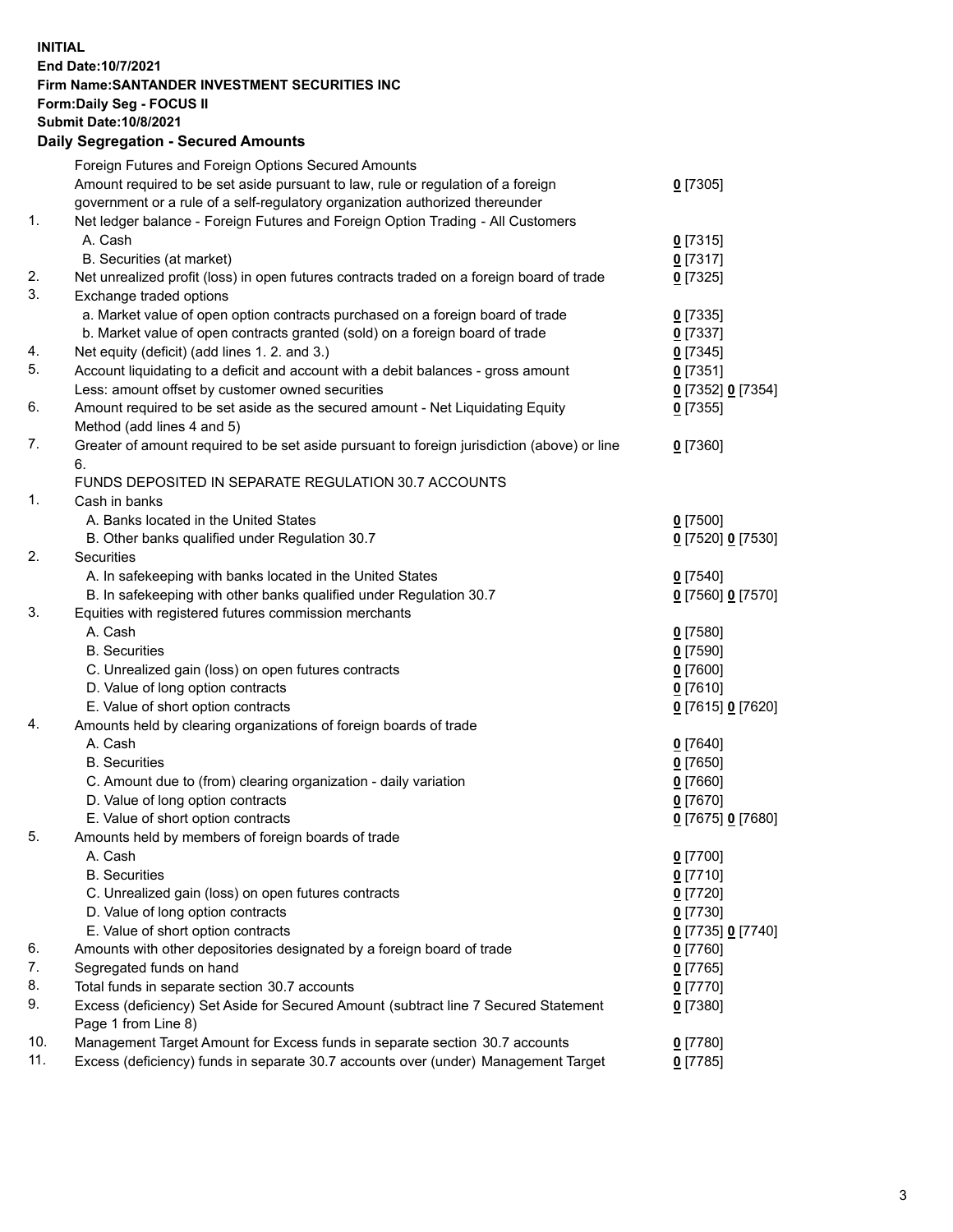**INITIAL**
**End Date:10/7/2021**
**Firm Name:SANTANDER INVESTMENT SECURITIES INC**
**Form:Daily Seg - FOCUS II**
**Submit Date:10/8/2021**

## Daily Segregation - Secured Amounts

| | | |
|---|---|---|
| | Foreign Futures and Foreign Options Secured Amounts | |
| | Amount required to be set aside pursuant to law, rule or regulation of a foreign government or a rule of a self-regulatory organization authorized thereunder | 0 [7305] |
| 1. | Net ledger balance - Foreign Futures and Foreign Option Trading - All Customers | |
| | A. Cash | 0 [7315] |
| | B. Securities (at market) | 0 [7317] |
| 2. | Net unrealized profit (loss) in open futures contracts traded on a foreign board of trade | 0 [7325] |
| 3. | Exchange traded options | |
| | a. Market value of open option contracts purchased on a foreign board of trade | 0 [7335] |
| | b. Market value of open contracts granted (sold) on a foreign board of trade | 0 [7337] |
| 4. | Net equity (deficit) (add lines 1. 2. and 3.) | 0 [7345] |
| 5. | Account liquidating to a deficit and account with a debit balances - gross amount | 0 [7351] |
| | Less: amount offset by customer owned securities | 0 [7352] 0 [7354] |
| 6. | Amount required to be set aside as the secured amount - Net Liquidating Equity Method (add lines 4 and 5) | 0 [7355] |
| 7. | Greater of amount required to be set aside pursuant to foreign jurisdiction (above) or line 6. | 0 [7360] |
| | FUNDS DEPOSITED IN SEPARATE REGULATION 30.7 ACCOUNTS | |
| 1. | Cash in banks | |
| | A. Banks located in the United States | 0 [7500] |
| | B. Other banks qualified under Regulation 30.7 | 0 [7520] 0 [7530] |
| 2. | Securities | |
| | A. In safekeeping with banks located in the United States | 0 [7540] |
| | B. In safekeeping with other banks qualified under Regulation 30.7 | 0 [7560] 0 [7570] |
| 3. | Equities with registered futures commission merchants | |
| | A. Cash | 0 [7580] |
| | B. Securities | 0 [7590] |
| | C. Unrealized gain (loss) on open futures contracts | 0 [7600] |
| | D. Value of long option contracts | 0 [7610] |
| | E. Value of short option contracts | 0 [7615] 0 [7620] |
| 4. | Amounts held by clearing organizations of foreign boards of trade | |
| | A. Cash | 0 [7640] |
| | B. Securities | 0 [7650] |
| | C. Amount due to (from) clearing organization - daily variation | 0 [7660] |
| | D. Value of long option contracts | 0 [7670] |
| | E. Value of short option contracts | 0 [7675] 0 [7680] |
| 5. | Amounts held by members of foreign boards of trade | |
| | A. Cash | 0 [7700] |
| | B. Securities | 0 [7710] |
| | C. Unrealized gain (loss) on open futures contracts | 0 [7720] |
| | D. Value of long option contracts | 0 [7730] |
| | E. Value of short option contracts | 0 [7735] 0 [7740] |
| 6. | Amounts with other depositories designated by a foreign board of trade | 0 [7760] |
| 7. | Segregated funds on hand | 0 [7765] |
| 8. | Total funds in separate section 30.7 accounts | 0 [7770] |
| 9. | Excess (deficiency) Set Aside for Secured Amount (subtract line 7 Secured Statement Page 1 from Line 8) | 0 [7380] |
| 10. | Management Target Amount for Excess funds in separate section 30.7 accounts | 0 [7780] |
| 11. | Excess (deficiency) funds in separate 30.7 accounts over (under) Management Target | 0 [7785] |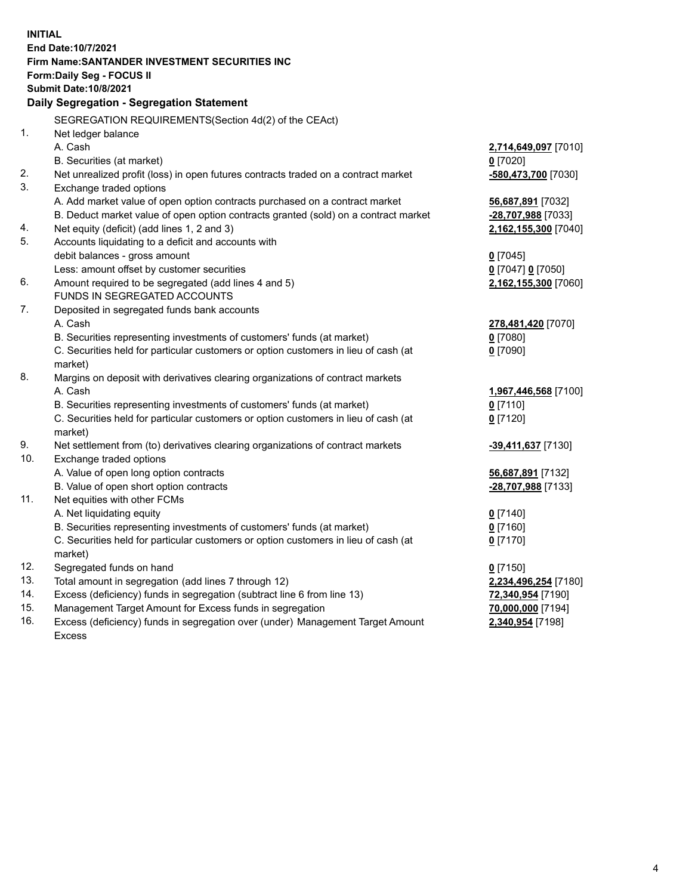**INITIAL**
**End Date:10/7/2021**
**Firm Name:SANTANDER INVESTMENT SECURITIES INC**
**Form:Daily Seg - FOCUS II**
**Submit Date:10/8/2021**

## Daily Segregation - Segregation Statement

SEGREGATION REQUIREMENTS(Section 4d(2) of the CEAct)

| | | |
|---|---|---|
| 1. | Net ledger balance | |
| | A. Cash | **2,714,649,097** [7010] |
| | B. Securities (at market) | **0** [7020] |
| 2. | Net unrealized profit (loss) in open futures contracts traded on a contract market | **-580,473,700** [7030] |
| 3. | Exchange traded options | |
| | A. Add market value of open option contracts purchased on a contract market | **56,687,891** [7032] |
| | B. Deduct market value of open option contracts granted (sold) on a contract market | **-28,707,988** [7033] |
| 4. | Net equity (deficit) (add lines 1, 2 and 3) | **2,162,155,300** [7040] |
| 5. | Accounts liquidating to a deficit and accounts with debit balances - gross amount | **0** [7045] |
| | Less: amount offset by customer securities | **0** [7047] **0** [7050] |
| 6. | Amount required to be segregated (add lines 4 and 5) | **2,162,155,300** [7060] |
| | FUNDS IN SEGREGATED ACCOUNTS | |
| 7. | Deposited in segregated funds bank accounts | |
| | A. Cash | **278,481,420** [7070] |
| | B. Securities representing investments of customers' funds (at market) | **0** [7080] |
| | C. Securities held for particular customers or option customers in lieu of cash (at market) | **0** [7090] |
| 8. | Margins on deposit with derivatives clearing organizations of contract markets | |
| | A. Cash | **1,967,446,568** [7100] |
| | B. Securities representing investments of customers' funds (at market) | **0** [7110] |
| | C. Securities held for particular customers or option customers in lieu of cash (at market) | **0** [7120] |
| 9. | Net settlement from (to) derivatives clearing organizations of contract markets | **-39,411,637** [7130] |
| 10. | Exchange traded options | |
| | A. Value of open long option contracts | **56,687,891** [7132] |
| | B. Value of open short option contracts | **-28,707,988** [7133] |
| 11. | Net equities with other FCMs | |
| | A. Net liquidating equity | **0** [7140] |
| | B. Securities representing investments of customers' funds (at market) | **0** [7160] |
| | C. Securities held for particular customers or option customers in lieu of cash (at market) | **0** [7170] |
| 12. | Segregated funds on hand | **0** [7150] |
| 13. | Total amount in segregation (add lines 7 through 12) | **2,234,496,254** [7180] |
| 14. | Excess (deficiency) funds in segregation (subtract line 6 from line 13) | **72,340,954** [7190] |
| 15. | Management Target Amount for Excess funds in segregation | **70,000,000** [7194] |
| 16. | Excess (deficiency) funds in segregation over (under) Management Target Amount Excess | **2,340,954** [7198] |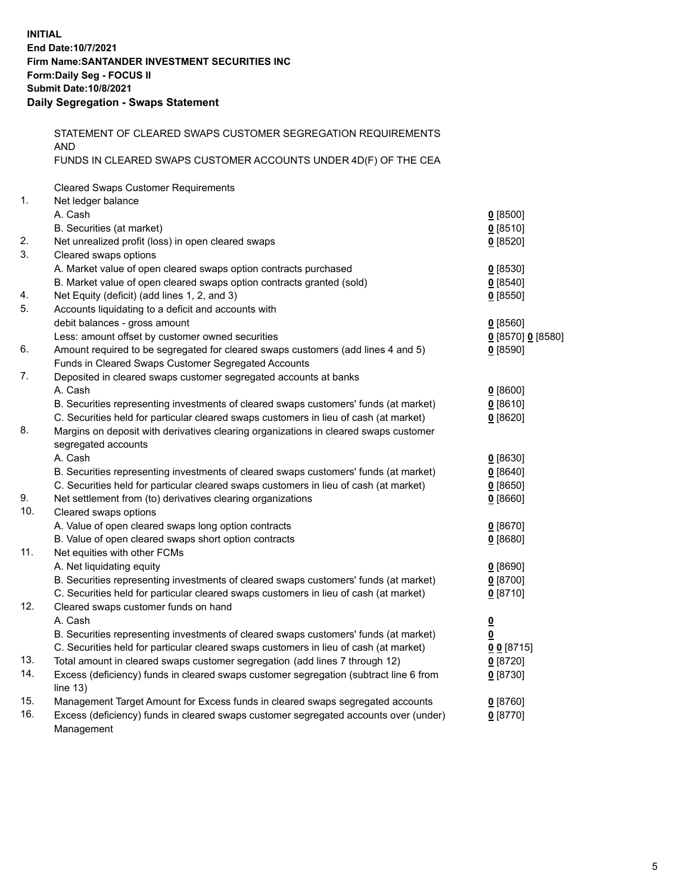**INITIAL**
**End Date:10/7/2021**
**Firm Name:SANTANDER INVESTMENT SECURITIES INC**
**Form:Daily Seg - FOCUS II**
**Submit Date:10/8/2021**
**Daily Segregation - Swaps Statement**

STATEMENT OF CLEARED SWAPS CUSTOMER SEGREGATION REQUIREMENTS AND FUNDS IN CLEARED SWAPS CUSTOMER ACCOUNTS UNDER 4D(F) OF THE CEA

| | | |
|---|---|---|
| | Cleared Swaps Customer Requirements | |
| 1. | Net ledger balance | |
| | A. Cash | 0 [8500] |
| | B. Securities (at market) | 0 [8510] |
| 2. | Net unrealized profit (loss) in open cleared swaps | 0 [8520] |
| 3. | Cleared swaps options | |
| | A. Market value of open cleared swaps option contracts purchased | 0 [8530] |
| | B. Market value of open cleared swaps option contracts granted (sold) | 0 [8540] |
| 4. | Net Equity (deficit) (add lines 1, 2, and 3) | 0 [8550] |
| 5. | Accounts liquidating to a deficit and accounts with debit balances - gross amount | 0 [8560] |
| | Less: amount offset by customer owned securities | 0 [8570] 0 [8580] |
| 6. | Amount required to be segregated for cleared swaps customers (add lines 4 and 5) | 0 [8590] |
| | Funds in Cleared Swaps Customer Segregated Accounts | |
| 7. | Deposited in cleared swaps customer segregated accounts at banks | |
| | A. Cash | 0 [8600] |
| | B. Securities representing investments of cleared swaps customers' funds (at market) | 0 [8610] |
| | C. Securities held for particular cleared swaps customers in lieu of cash (at market) | 0 [8620] |
| 8. | Margins on deposit with derivatives clearing organizations in cleared swaps customer segregated accounts | |
| | A. Cash | 0 [8630] |
| | B. Securities representing investments of cleared swaps customers' funds (at market) | 0 [8640] |
| | C. Securities held for particular cleared swaps customers in lieu of cash (at market) | 0 [8650] |
| 9. | Net settlement from (to) derivatives clearing organizations | 0 [8660] |
| 10. | Cleared swaps options | |
| | A. Value of open cleared swaps long option contracts | 0 [8670] |
| | B. Value of open cleared swaps short option contracts | 0 [8680] |
| 11. | Net equities with other FCMs | |
| | A. Net liquidating equity | 0 [8690] |
| | B. Securities representing investments of cleared swaps customers' funds (at market) | 0 [8700] |
| | C. Securities held for particular cleared swaps customers in lieu of cash (at market) | 0 [8710] |
| 12. | Cleared swaps customer funds on hand | |
| | A. Cash | 0 |
| | B. Securities representing investments of cleared swaps customers' funds (at market) | 0 |
| | C. Securities held for particular cleared swaps customers in lieu of cash (at market) | 0 0 [8715] |
| 13. | Total amount in cleared swaps customer segregation (add lines 7 through 12) | 0 [8720] |
| 14. | Excess (deficiency) funds in cleared swaps customer segregation (subtract line 6 from line 13) | 0 [8730] |
| 15. | Management Target Amount for Excess funds in cleared swaps segregated accounts | 0 [8760] |
| 16. | Excess (deficiency) funds in cleared swaps customer segregated accounts over (under) Management | 0 [8770] |